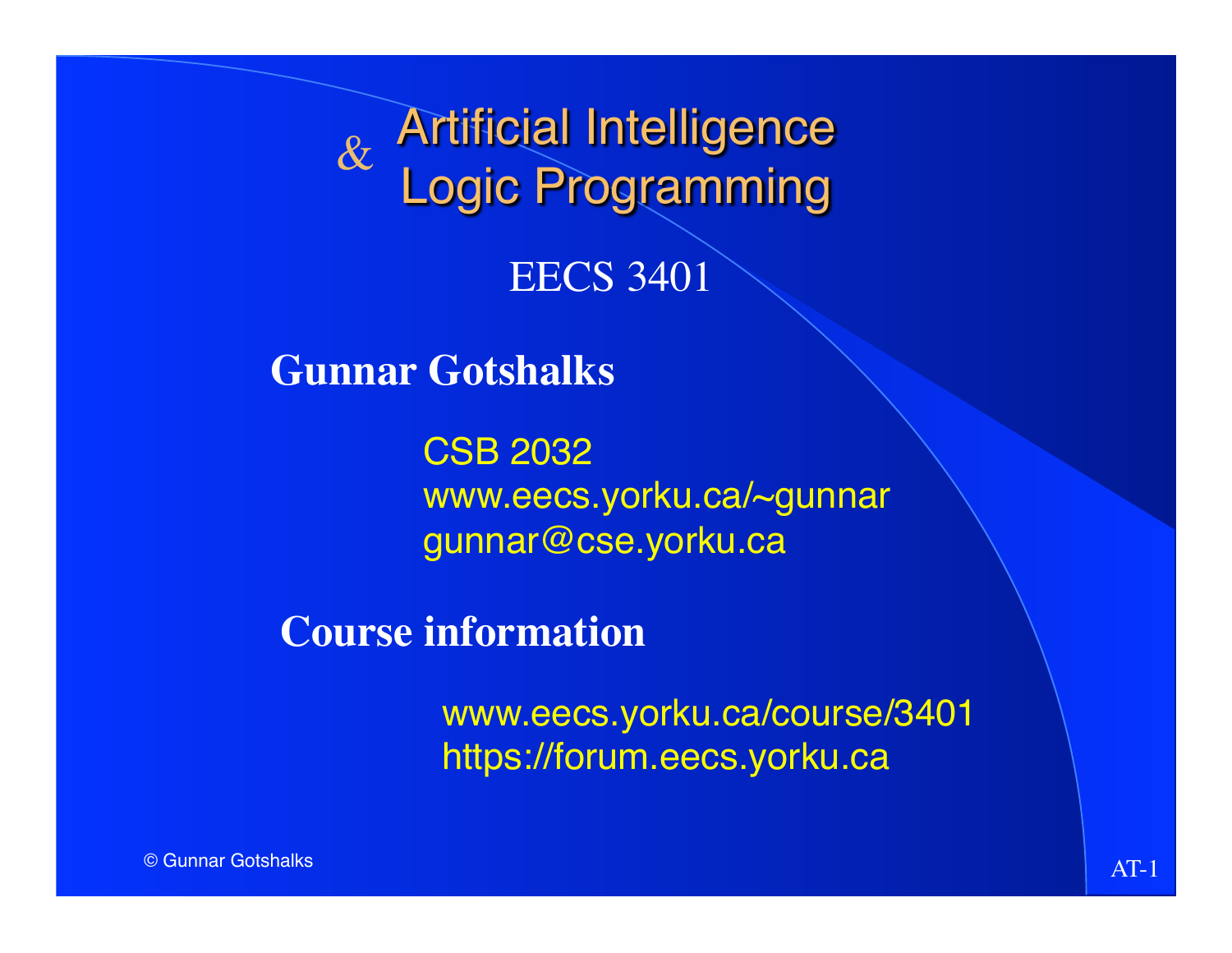# Artificial Intelligence & Logic Programming

## EECS 3401

**Gunnar Gotshalks**

CSB 2032
www.eecs.yorku.ca/~gunnar
gunnar@cse.yorku.ca

**Course information**

www.eecs.yorku.ca/course/3401
https://forum.eecs.yorku.ca

© Gunnar Gotshalks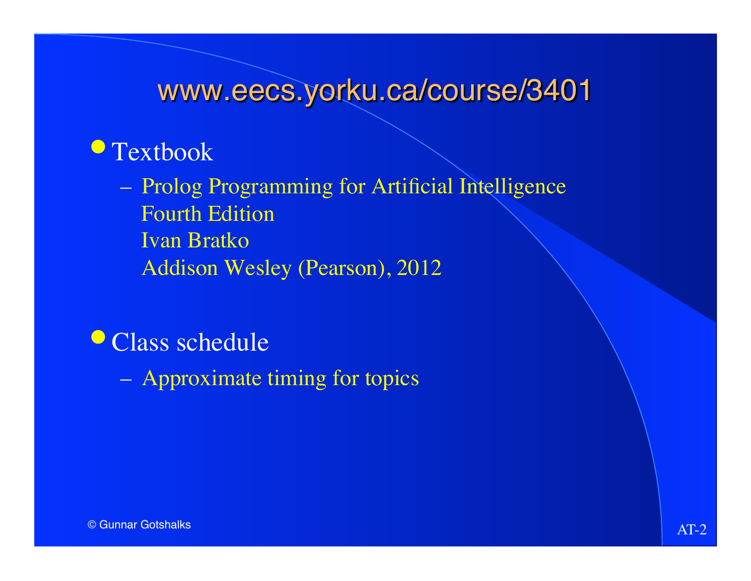# www.eecs.yorku.ca/course/3401

- Textbook
  - Prolog Programming for Artificial Intelligence
    Fourth Edition
    Ivan Bratko
    Addison Wesley (Pearson), 2012

- Class schedule
  - Approximate timing for topics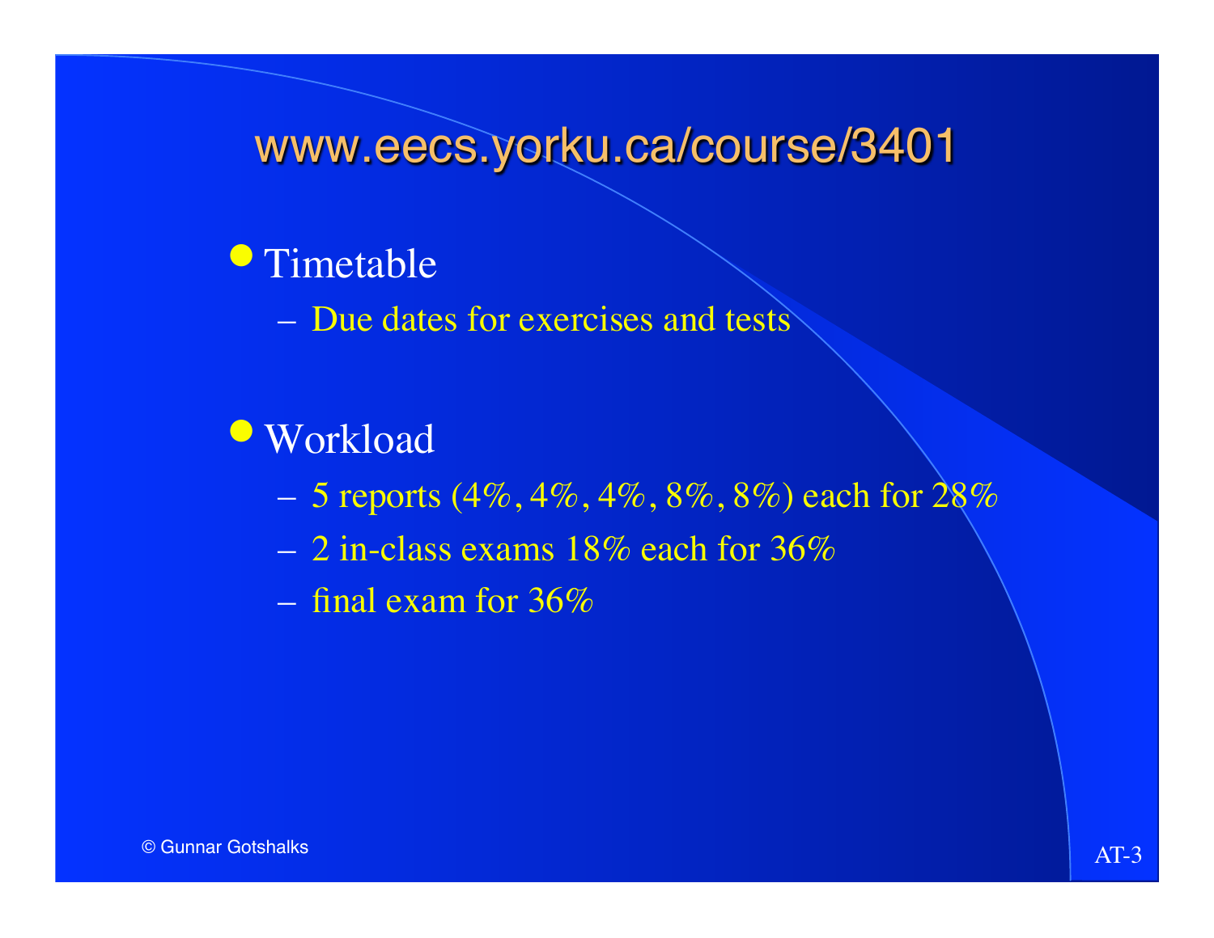# www.eecs.yorku.ca/course/3401

- Timetable
  - Due dates for exercises and tests

- Workload
  - 5 reports (4%, 4%, 4%, 8%, 8%) each for 28%
  - 2 in-class exams 18% each for 36%
  - final exam for 36%

© Gunnar Gotshalks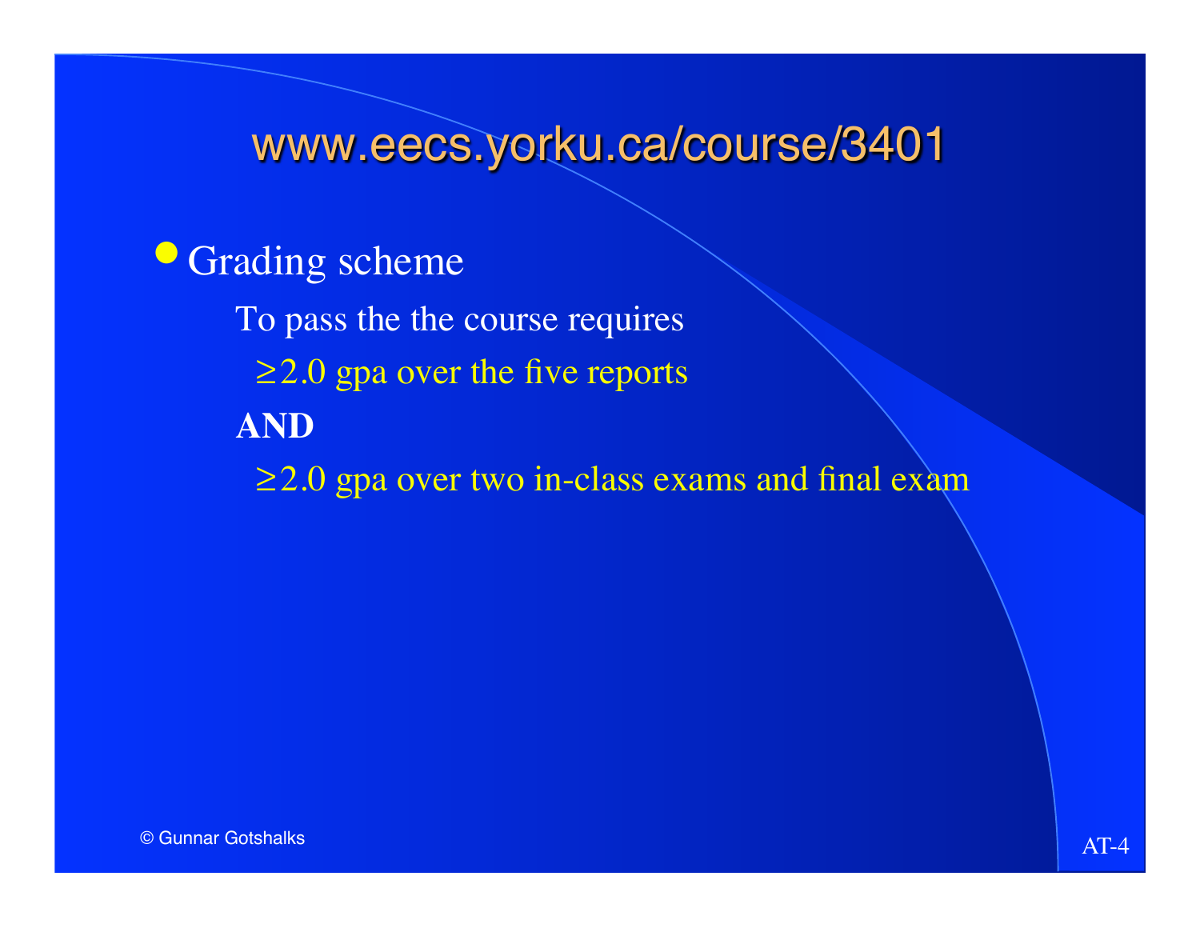# www.eecs.yorku.ca/course/3401

- Grading scheme

  To pass the the course requires

  $\geq$2.0 gpa over the five reports

  **AND**

  $\geq$2.0 gpa over two in-class exams and final exam

© Gunnar Gotshalks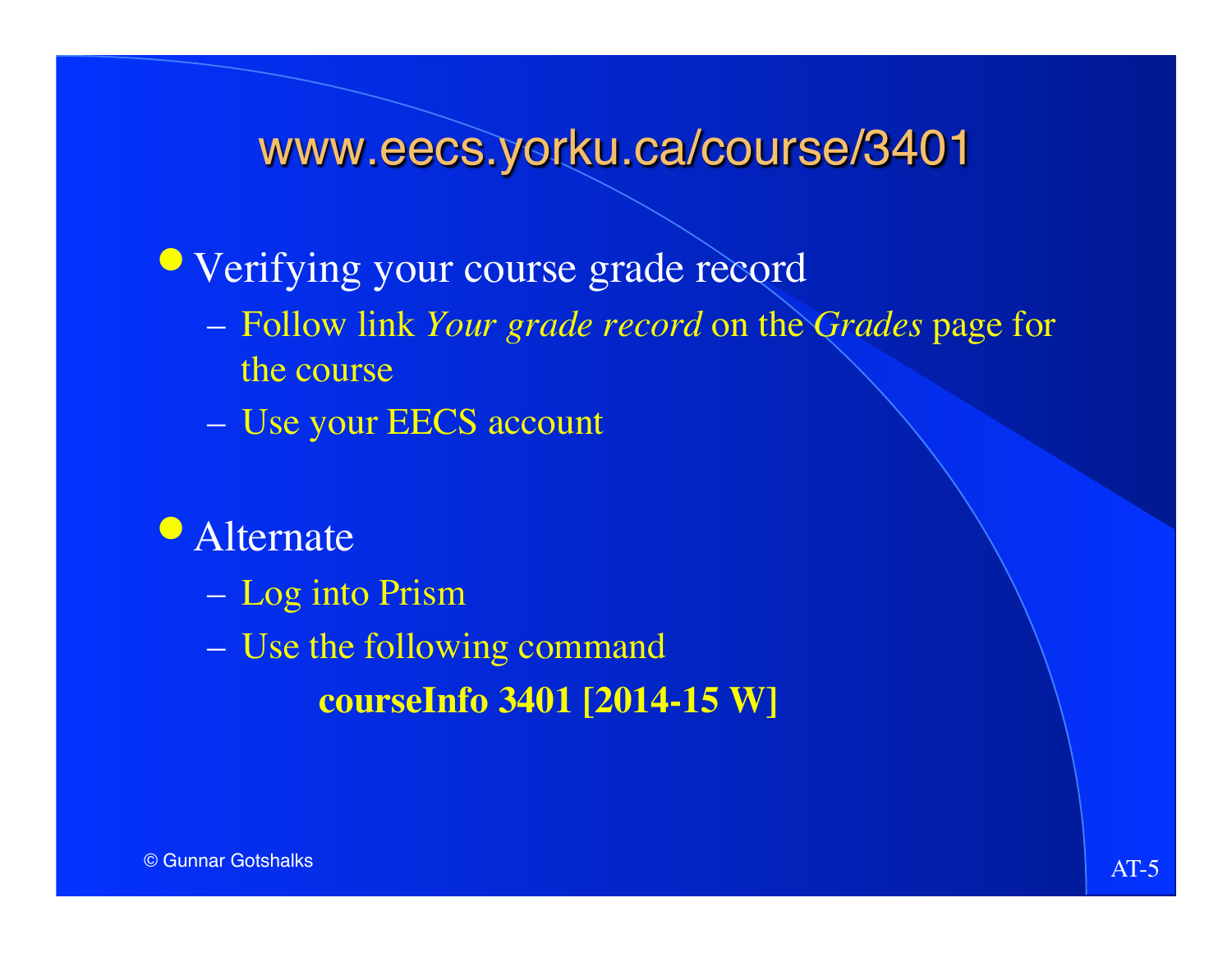# www.eecs.yorku.ca/course/3401

- Verifying your course grade record
  - Follow link *Your grade record* on the *Grades* page for the course
  - Use your EECS account

- Alternate
  - Log into Prism
  - Use the following command

    **courseInfo 3401 [2014-15 W]**

© Gunnar Gotshalks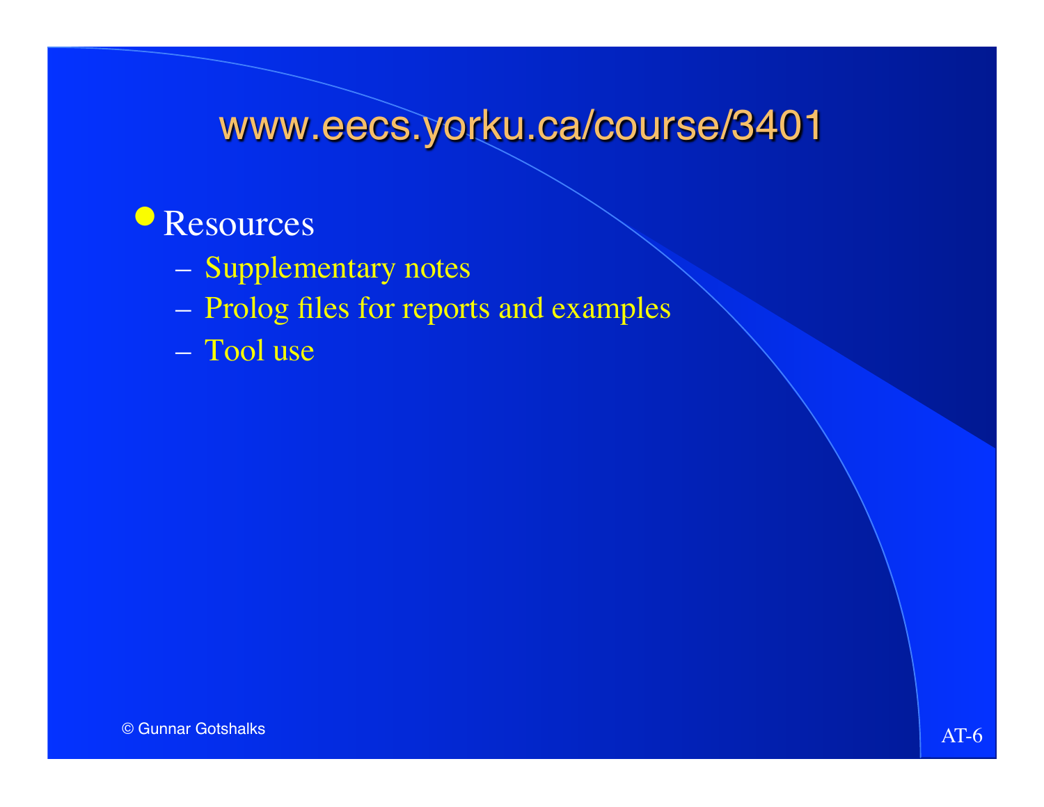# www.eecs.yorku.ca/course/3401

- Resources
  - Supplementary notes
  - Prolog files for reports and examples
  - Tool use

© Gunnar Gotshalks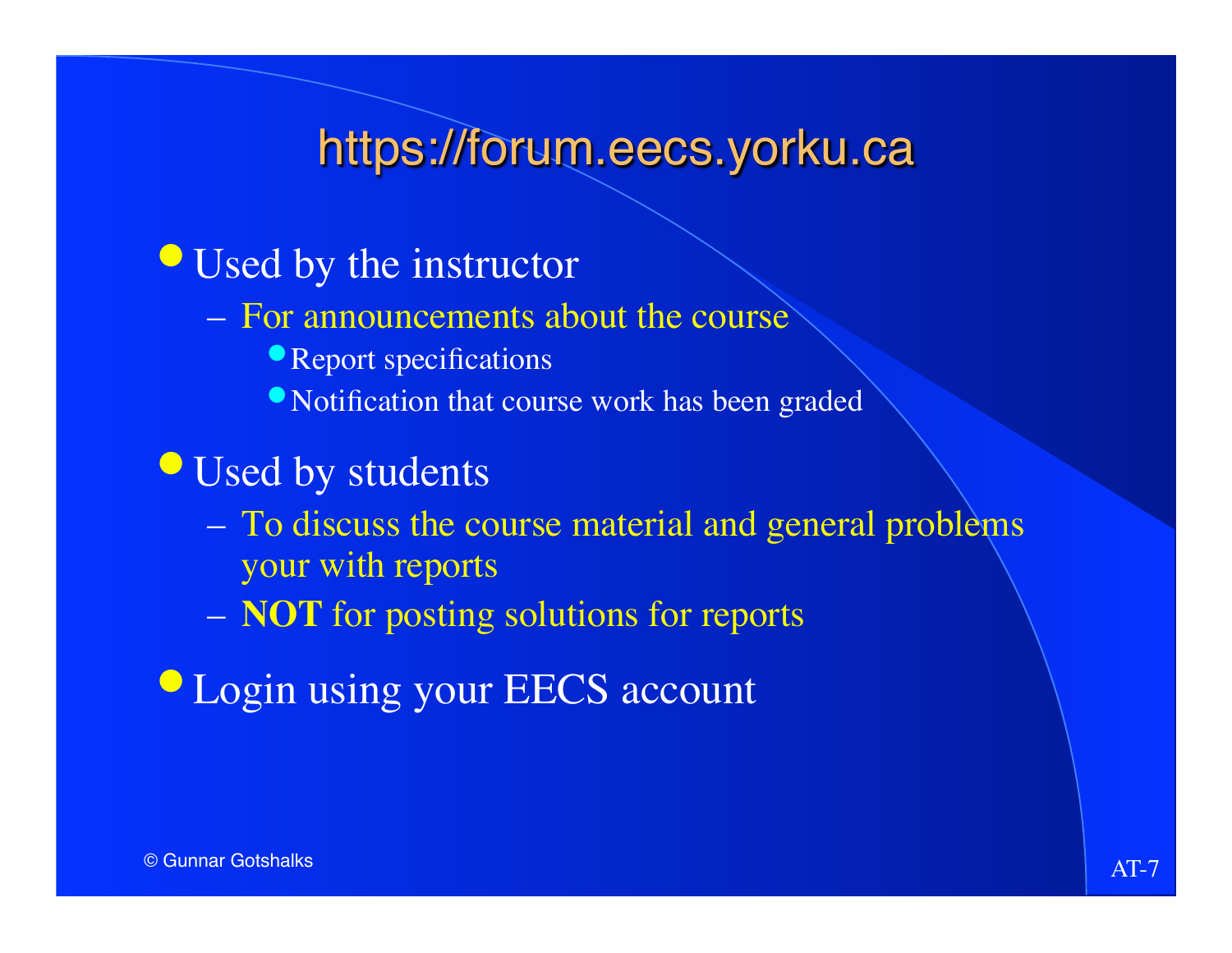# https://forum.eecs.yorku.ca

- Used by the instructor
  - For announcements about the course
    - Report specifications
    - Notification that course work has been graded
- Used by students
  - To discuss the course material and general problems your with reports
  - **NOT** for posting solutions for reports
- Login using your EECS account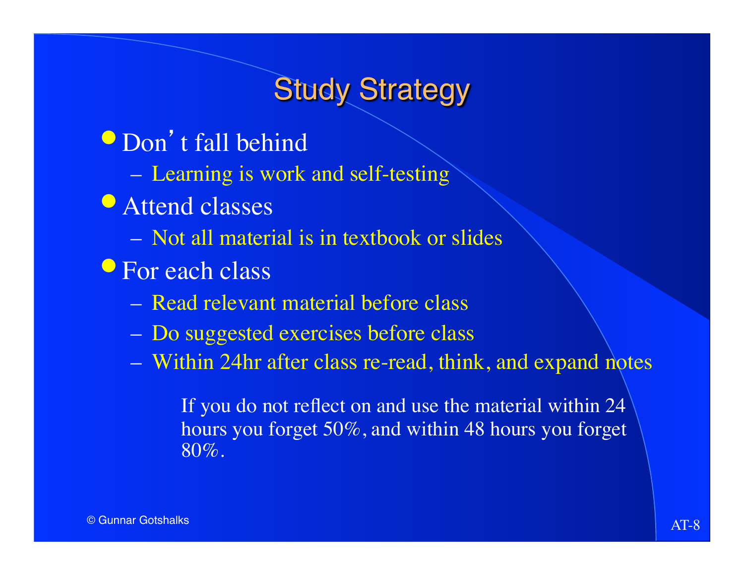# Study Strategy

- Don't fall behind
  - Learning is work and self-testing
- Attend classes
  - Not all material is in textbook or slides
- For each class
  - Read relevant material before class
  - Do suggested exercises before class
  - Within 24hr after class re-read, think, and expand notes

If you do not reflect on and use the material within 24 hours you forget 50%, and within 48 hours you forget 80%.

© Gunnar Gotshalks